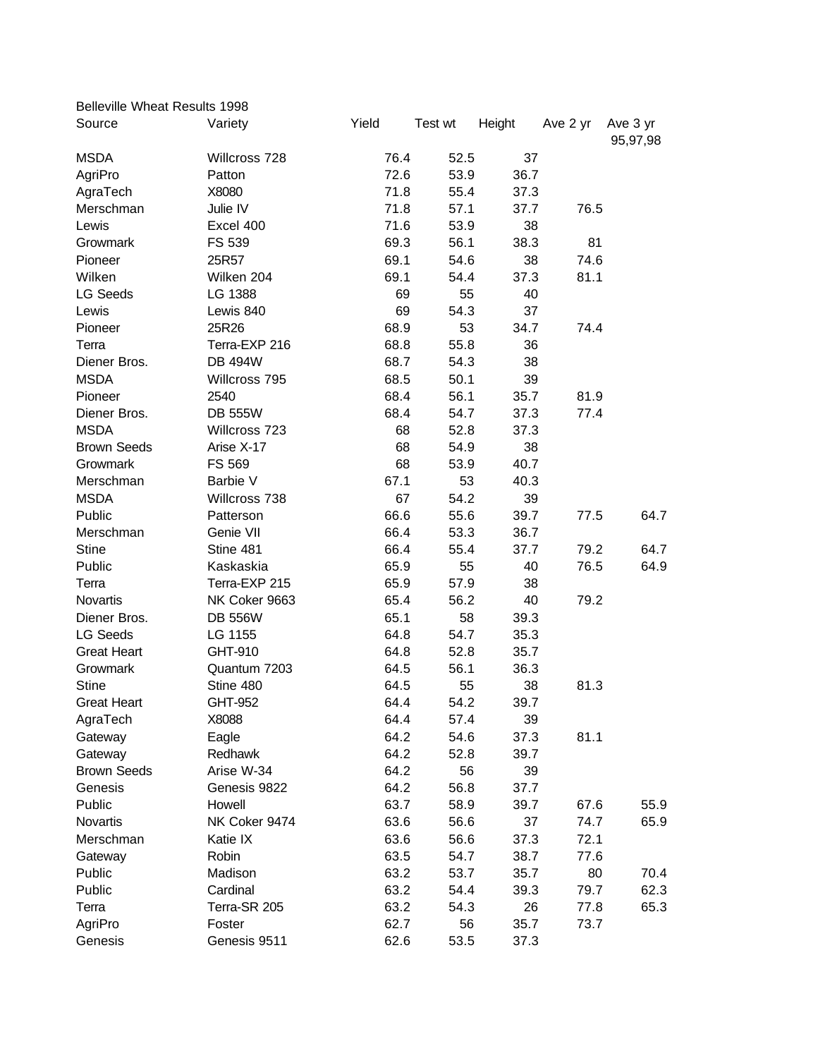Belleville Wheat Results 1998

| Source | Variety | Yield | Test wt | Height | Ave 2 yr | Ave 3 yr 95,97,98 |
|---|---|---|---|---|---|---|
| MSDA | Willcross 728 | 76.4 | 52.5 | 37 | | |
| AgriPro | Patton | 72.6 | 53.9 | 36.7 | | |
| AgraTech | X8080 | 71.8 | 55.4 | 37.3 | | |
| Merschman | Julie IV | 71.8 | 57.1 | 37.7 | 76.5 | |
| Lewis | Excel 400 | 71.6 | 53.9 | 38 | | |
| Growmark | FS 539 | 69.3 | 56.1 | 38.3 | 81 | |
| Pioneer | 25R57 | 69.1 | 54.6 | 38 | 74.6 | |
| Wilken | Wilken 204 | 69.1 | 54.4 | 37.3 | 81.1 | |
| LG Seeds | LG 1388 | 69 | 55 | 40 | | |
| Lewis | Lewis 840 | 69 | 54.3 | 37 | | |
| Pioneer | 25R26 | 68.9 | 53 | 34.7 | 74.4 | |
| Terra | Terra-EXP 216 | 68.8 | 55.8 | 36 | | |
| Diener Bros. | DB 494W | 68.7 | 54.3 | 38 | | |
| MSDA | Willcross 795 | 68.5 | 50.1 | 39 | | |
| Pioneer | 2540 | 68.4 | 56.1 | 35.7 | 81.9 | |
| Diener Bros. | DB 555W | 68.4 | 54.7 | 37.3 | 77.4 | |
| MSDA | Willcross 723 | 68 | 52.8 | 37.3 | | |
| Brown Seeds | Arise X-17 | 68 | 54.9 | 38 | | |
| Growmark | FS 569 | 68 | 53.9 | 40.7 | | |
| Merschman | Barbie V | 67.1 | 53 | 40.3 | | |
| MSDA | Willcross 738 | 67 | 54.2 | 39 | | |
| Public | Patterson | 66.6 | 55.6 | 39.7 | 77.5 | 64.7 |
| Merschman | Genie VII | 66.4 | 53.3 | 36.7 | | |
| Stine | Stine 481 | 66.4 | 55.4 | 37.7 | 79.2 | 64.7 |
| Public | Kaskaskia | 65.9 | 55 | 40 | 76.5 | 64.9 |
| Terra | Terra-EXP 215 | 65.9 | 57.9 | 38 | | |
| Novartis | NK Coker 9663 | 65.4 | 56.2 | 40 | 79.2 | |
| Diener Bros. | DB 556W | 65.1 | 58 | 39.3 | | |
| LG Seeds | LG 1155 | 64.8 | 54.7 | 35.3 | | |
| Great Heart | GHT-910 | 64.8 | 52.8 | 35.7 | | |
| Growmark | Quantum 7203 | 64.5 | 56.1 | 36.3 | | |
| Stine | Stine 480 | 64.5 | 55 | 38 | 81.3 | |
| Great Heart | GHT-952 | 64.4 | 54.2 | 39.7 | | |
| AgraTech | X8088 | 64.4 | 57.4 | 39 | | |
| Gateway | Eagle | 64.2 | 54.6 | 37.3 | 81.1 | |
| Gateway | Redhawk | 64.2 | 52.8 | 39.7 | | |
| Brown Seeds | Arise W-34 | 64.2 | 56 | 39 | | |
| Genesis | Genesis 9822 | 64.2 | 56.8 | 37.7 | | |
| Public | Howell | 63.7 | 58.9 | 39.7 | 67.6 | 55.9 |
| Novartis | NK Coker 9474 | 63.6 | 56.6 | 37 | 74.7 | 65.9 |
| Merschman | Katie IX | 63.6 | 56.6 | 37.3 | 72.1 | |
| Gateway | Robin | 63.5 | 54.7 | 38.7 | 77.6 | |
| Public | Madison | 63.2 | 53.7 | 35.7 | 80 | 70.4 |
| Public | Cardinal | 63.2 | 54.4 | 39.3 | 79.7 | 62.3 |
| Terra | Terra-SR 205 | 63.2 | 54.3 | 26 | 77.8 | 65.3 |
| AgriPro | Foster | 62.7 | 56 | 35.7 | 73.7 | |
| Genesis | Genesis 9511 | 62.6 | 53.5 | 37.3 | | |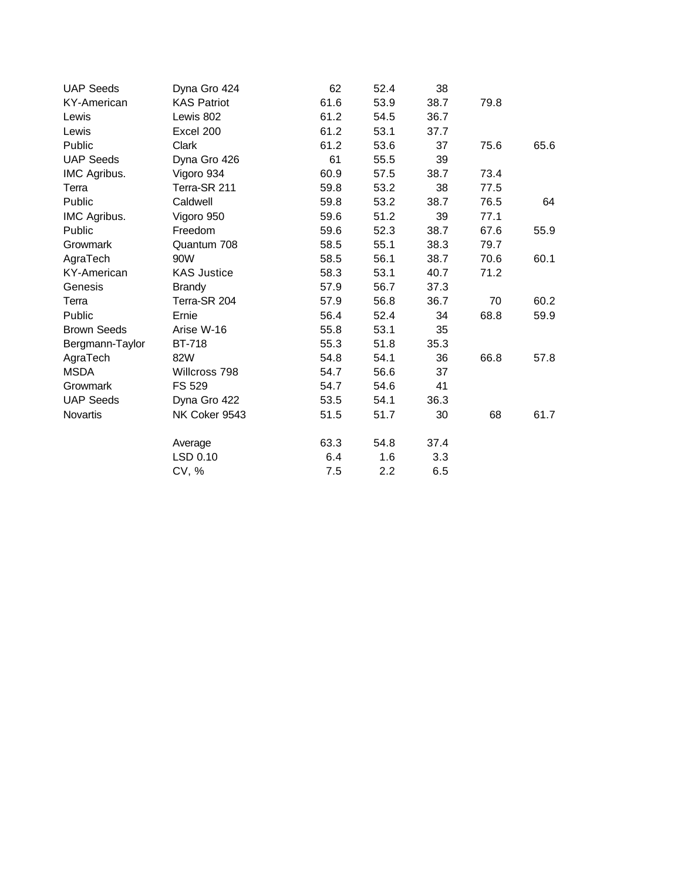| | | | | | | |
|---|---|---|---|---|---|---|
| UAP Seeds | Dyna Gro 424 | 62 | 52.4 | 38 | | |
| KY-American | KAS Patriot | 61.6 | 53.9 | 38.7 | 79.8 | |
| Lewis | Lewis 802 | 61.2 | 54.5 | 36.7 | | |
| Lewis | Excel 200 | 61.2 | 53.1 | 37.7 | | |
| Public | Clark | 61.2 | 53.6 | 37 | 75.6 | 65.6 |
| UAP Seeds | Dyna Gro 426 | 61 | 55.5 | 39 | | |
| IMC Agribus. | Vigoro 934 | 60.9 | 57.5 | 38.7 | 73.4 | |
| Terra | Terra-SR 211 | 59.8 | 53.2 | 38 | 77.5 | |
| Public | Caldwell | 59.8 | 53.2 | 38.7 | 76.5 | 64 |
| IMC Agribus. | Vigoro 950 | 59.6 | 51.2 | 39 | 77.1 | |
| Public | Freedom | 59.6 | 52.3 | 38.7 | 67.6 | 55.9 |
| Growmark | Quantum 708 | 58.5 | 55.1 | 38.3 | 79.7 | |
| AgraTech | 90W | 58.5 | 56.1 | 38.7 | 70.6 | 60.1 |
| KY-American | KAS Justice | 58.3 | 53.1 | 40.7 | 71.2 | |
| Genesis | Brandy | 57.9 | 56.7 | 37.3 | | |
| Terra | Terra-SR 204 | 57.9 | 56.8 | 36.7 | 70 | 60.2 |
| Public | Ernie | 56.4 | 52.4 | 34 | 68.8 | 59.9 |
| Brown Seeds | Arise W-16 | 55.8 | 53.1 | 35 | | |
| Bergmann-Taylor | BT-718 | 55.3 | 51.8 | 35.3 | | |
| AgraTech | 82W | 54.8 | 54.1 | 36 | 66.8 | 57.8 |
| MSDA | Willcross 798 | 54.7 | 56.6 | 37 | | |
| Growmark | FS 529 | 54.7 | 54.6 | 41 | | |
| UAP Seeds | Dyna Gro 422 | 53.5 | 54.1 | 36.3 | | |
| Novartis | NK Coker 9543 | 51.5 | 51.7 | 30 | 68 | 61.7 |
| | Average | 63.3 | 54.8 | 37.4 | | |
| | LSD 0.10 | 6.4 | 1.6 | 3.3 | | |
| | CV, % | 7.5 | 2.2 | 6.5 | | |